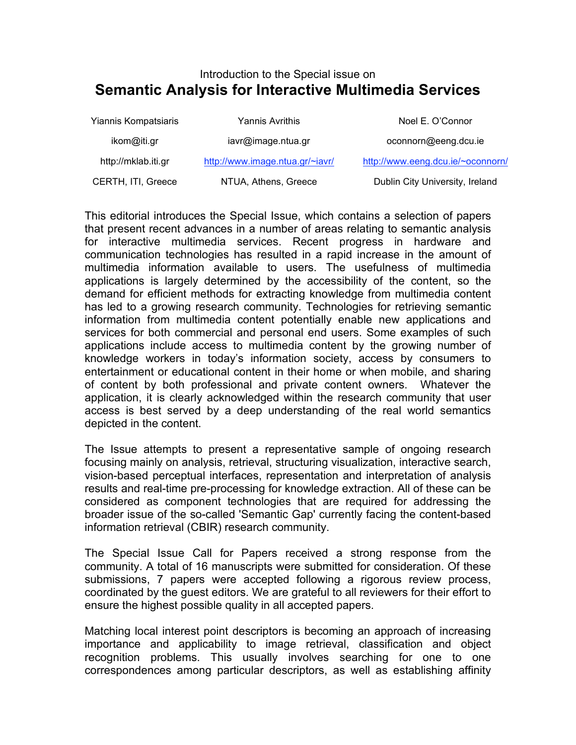Introduction to the Special issue on

# Semantic Analysis for Interactive Multimedia Services

| Yiannis Kompatsiaris | Yannis Avrithis | Noel E. O'Connor |
|---|---|---|
| ikom@iti.gr | iavr@image.ntua.gr | oconnorn@eeng.dcu.ie |
| http://mklab.iti.gr | http://www.image.ntua.gr/~iavr/ | http://www.eeng.dcu.ie/~oconnorn/ |
| CERTH, ITI, Greece | NTUA, Athens, Greece | Dublin City University, Ireland |

This editorial introduces the Special Issue, which contains a selection of papers that present recent advances in a number of areas relating to semantic analysis for interactive multimedia services. Recent progress in hardware and communication technologies has resulted in a rapid increase in the amount of multimedia information available to users. The usefulness of multimedia applications is largely determined by the accessibility of the content, so the demand for efficient methods for extracting knowledge from multimedia content has led to a growing research community. Technologies for retrieving semantic information from multimedia content potentially enable new applications and services for both commercial and personal end users. Some examples of such applications include access to multimedia content by the growing number of knowledge workers in today's information society, access by consumers to entertainment or educational content in their home or when mobile, and sharing of content by both professional and private content owners. Whatever the application, it is clearly acknowledged within the research community that user access is best served by a deep understanding of the real world semantics depicted in the content.

The Issue attempts to present a representative sample of ongoing research focusing mainly on analysis, retrieval, structuring visualization, interactive search, vision-based perceptual interfaces, representation and interpretation of analysis results and real-time pre-processing for knowledge extraction. All of these can be considered as component technologies that are required for addressing the broader issue of the so-called 'Semantic Gap' currently facing the content-based information retrieval (CBIR) research community.

The Special Issue Call for Papers received a strong response from the community. A total of 16 manuscripts were submitted for consideration. Of these submissions, 7 papers were accepted following a rigorous review process, coordinated by the guest editors. We are grateful to all reviewers for their effort to ensure the highest possible quality in all accepted papers.

Matching local interest point descriptors is becoming an approach of increasing importance and applicability to image retrieval, classification and object recognition problems. This usually involves searching for one to one correspondences among particular descriptors, as well as establishing affinity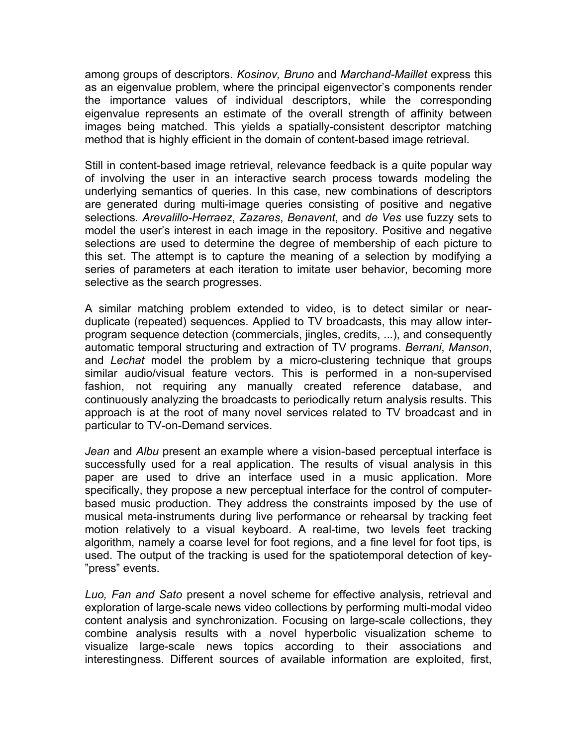among groups of descriptors. *Kosinov, Bruno* and *Marchand-Maillet* express this as an eigenvalue problem, where the principal eigenvector's components render the importance values of individual descriptors, while the corresponding eigenvalue represents an estimate of the overall strength of affinity between images being matched. This yields a spatially-consistent descriptor matching method that is highly efficient in the domain of content-based image retrieval.

Still in content-based image retrieval, relevance feedback is a quite popular way of involving the user in an interactive search process towards modeling the underlying semantics of queries. In this case, new combinations of descriptors are generated during multi-image queries consisting of positive and negative selections. *Arevalillo-Herraez*, *Zazares*, *Benavent*, and *de Ves* use fuzzy sets to model the user's interest in each image in the repository. Positive and negative selections are used to determine the degree of membership of each picture to this set. The attempt is to capture the meaning of a selection by modifying a series of parameters at each iteration to imitate user behavior, becoming more selective as the search progresses.

A similar matching problem extended to video, is to detect similar or near-duplicate (repeated) sequences. Applied to TV broadcasts, this may allow inter-program sequence detection (commercials, jingles, credits, ...), and consequently automatic temporal structuring and extraction of TV programs. *Berrani*, *Manson*, and *Lechat* model the problem by a micro-clustering technique that groups similar audio/visual feature vectors. This is performed in a non-supervised fashion, not requiring any manually created reference database, and continuously analyzing the broadcasts to periodically return analysis results. This approach is at the root of many novel services related to TV broadcast and in particular to TV-on-Demand services.

*Jean* and *Albu* present an example where a vision-based perceptual interface is successfully used for a real application. The results of visual analysis in this paper are used to drive an interface used in a music application. More specifically, they propose a new perceptual interface for the control of computer-based music production. They address the constraints imposed by the use of musical meta-instruments during live performance or rehearsal by tracking feet motion relatively to a visual keyboard. A real-time, two levels feet tracking algorithm, namely a coarse level for foot regions, and a fine level for foot tips, is used. The output of the tracking is used for the spatiotemporal detection of key-"press" events.

*Luo, Fan and Sato* present a novel scheme for effective analysis, retrieval and exploration of large-scale news video collections by performing multi-modal video content analysis and synchronization. Focusing on large-scale collections, they combine analysis results with a novel hyperbolic visualization scheme to visualize large-scale news topics according to their associations and interestingness. Different sources of available information are exploited, first,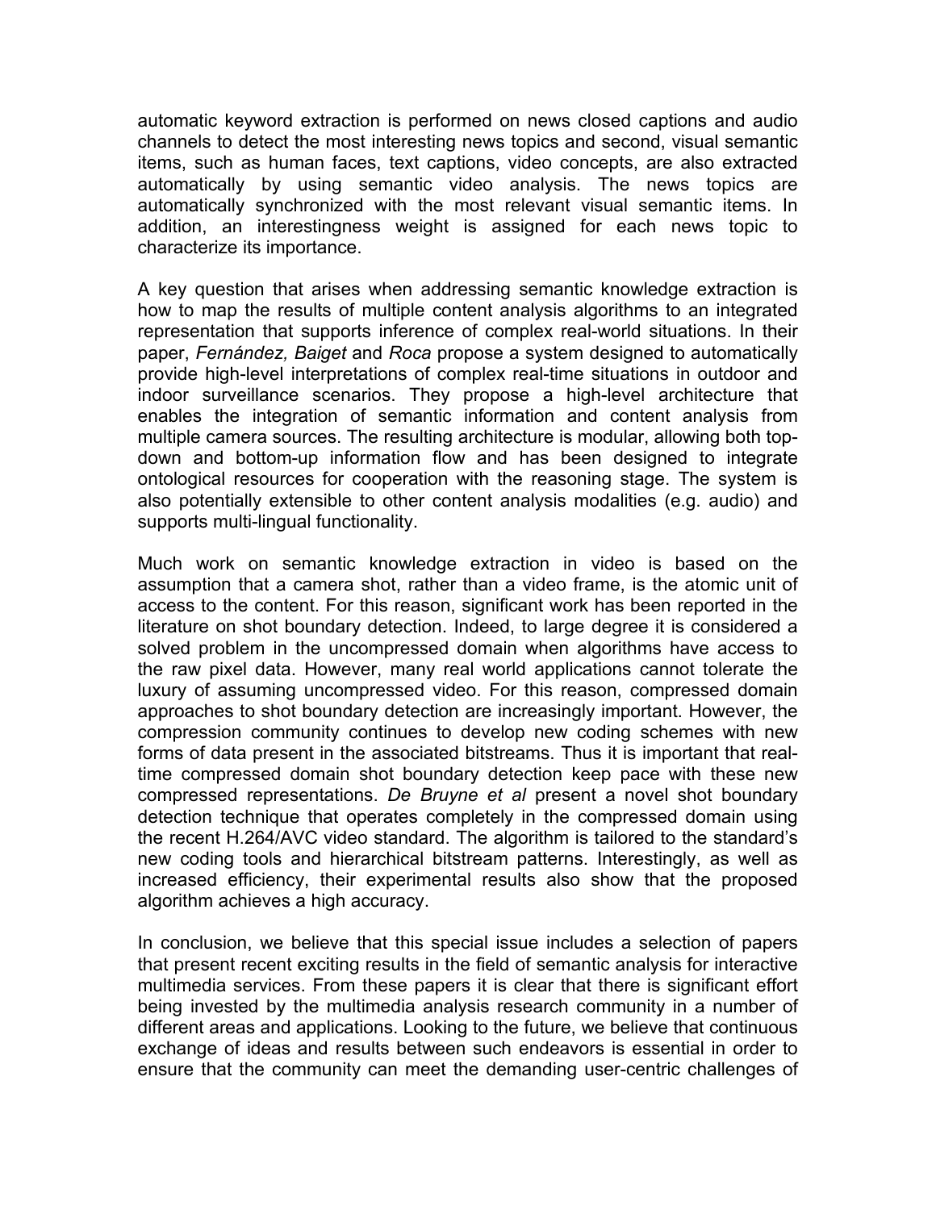automatic keyword extraction is performed on news closed captions and audio channels to detect the most interesting news topics and second, visual semantic items, such as human faces, text captions, video concepts, are also extracted automatically by using semantic video analysis. The news topics are automatically synchronized with the most relevant visual semantic items. In addition, an interestingness weight is assigned for each news topic to characterize its importance.

A key question that arises when addressing semantic knowledge extraction is how to map the results of multiple content analysis algorithms to an integrated representation that supports inference of complex real-world situations. In their paper, *Fernández, Baiget* and *Roca* propose a system designed to automatically provide high-level interpretations of complex real-time situations in outdoor and indoor surveillance scenarios. They propose a high-level architecture that enables the integration of semantic information and content analysis from multiple camera sources. The resulting architecture is modular, allowing both top-down and bottom-up information flow and has been designed to integrate ontological resources for cooperation with the reasoning stage. The system is also potentially extensible to other content analysis modalities (e.g. audio) and supports multi-lingual functionality.

Much work on semantic knowledge extraction in video is based on the assumption that a camera shot, rather than a video frame, is the atomic unit of access to the content. For this reason, significant work has been reported in the literature on shot boundary detection. Indeed, to large degree it is considered a solved problem in the uncompressed domain when algorithms have access to the raw pixel data. However, many real world applications cannot tolerate the luxury of assuming uncompressed video. For this reason, compressed domain approaches to shot boundary detection are increasingly important. However, the compression community continues to develop new coding schemes with new forms of data present in the associated bitstreams. Thus it is important that real-time compressed domain shot boundary detection keep pace with these new compressed representations. *De Bruyne et al* present a novel shot boundary detection technique that operates completely in the compressed domain using the recent H.264/AVC video standard. The algorithm is tailored to the standard's new coding tools and hierarchical bitstream patterns. Interestingly, as well as increased efficiency, their experimental results also show that the proposed algorithm achieves a high accuracy.

In conclusion, we believe that this special issue includes a selection of papers that present recent exciting results in the field of semantic analysis for interactive multimedia services. From these papers it is clear that there is significant effort being invested by the multimedia analysis research community in a number of different areas and applications. Looking to the future, we believe that continuous exchange of ideas and results between such endeavors is essential in order to ensure that the community can meet the demanding user-centric challenges of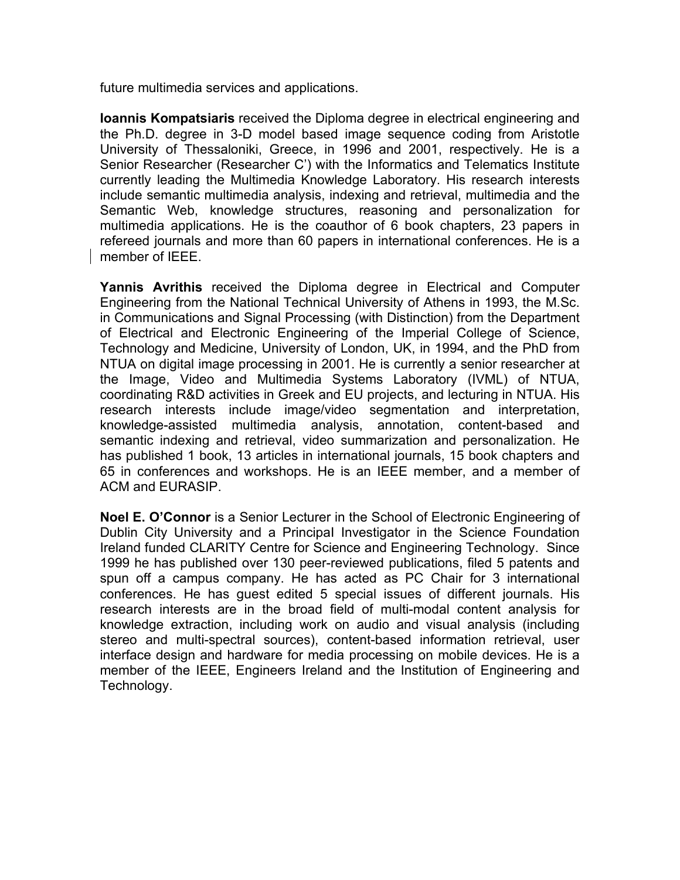future multimedia services and applications.

**Ioannis Kompatsiaris** received the Diploma degree in electrical engineering and the Ph.D. degree in 3-D model based image sequence coding from Aristotle University of Thessaloniki, Greece, in 1996 and 2001, respectively. He is a Senior Researcher (Researcher C') with the Informatics and Telematics Institute currently leading the Multimedia Knowledge Laboratory. His research interests include semantic multimedia analysis, indexing and retrieval, multimedia and the Semantic Web, knowledge structures, reasoning and personalization for multimedia applications. He is the coauthor of 6 book chapters, 23 papers in refereed journals and more than 60 papers in international conferences. He is a member of IEEE.

**Yannis Avrithis** received the Diploma degree in Electrical and Computer Engineering from the National Technical University of Athens in 1993, the M.Sc. in Communications and Signal Processing (with Distinction) from the Department of Electrical and Electronic Engineering of the Imperial College of Science, Technology and Medicine, University of London, UK, in 1994, and the PhD from NTUA on digital image processing in 2001. He is currently a senior researcher at the Image, Video and Multimedia Systems Laboratory (IVML) of NTUA, coordinating R&D activities in Greek and EU projects, and lecturing in NTUA. His research interests include image/video segmentation and interpretation, knowledge-assisted multimedia analysis, annotation, content-based and semantic indexing and retrieval, video summarization and personalization. He has published 1 book, 13 articles in international journals, 15 book chapters and 65 in conferences and workshops. He is an IEEE member, and a member of ACM and EURASIP.

**Noel E. O'Connor** is a Senior Lecturer in the School of Electronic Engineering of Dublin City University and a Principal Investigator in the Science Foundation Ireland funded CLARITY Centre for Science and Engineering Technology. Since 1999 he has published over 130 peer-reviewed publications, filed 5 patents and spun off a campus company. He has acted as PC Chair for 3 international conferences. He has guest edited 5 special issues of different journals. His research interests are in the broad field of multi-modal content analysis for knowledge extraction, including work on audio and visual analysis (including stereo and multi-spectral sources), content-based information retrieval, user interface design and hardware for media processing on mobile devices. He is a member of the IEEE, Engineers Ireland and the Institution of Engineering and Technology.